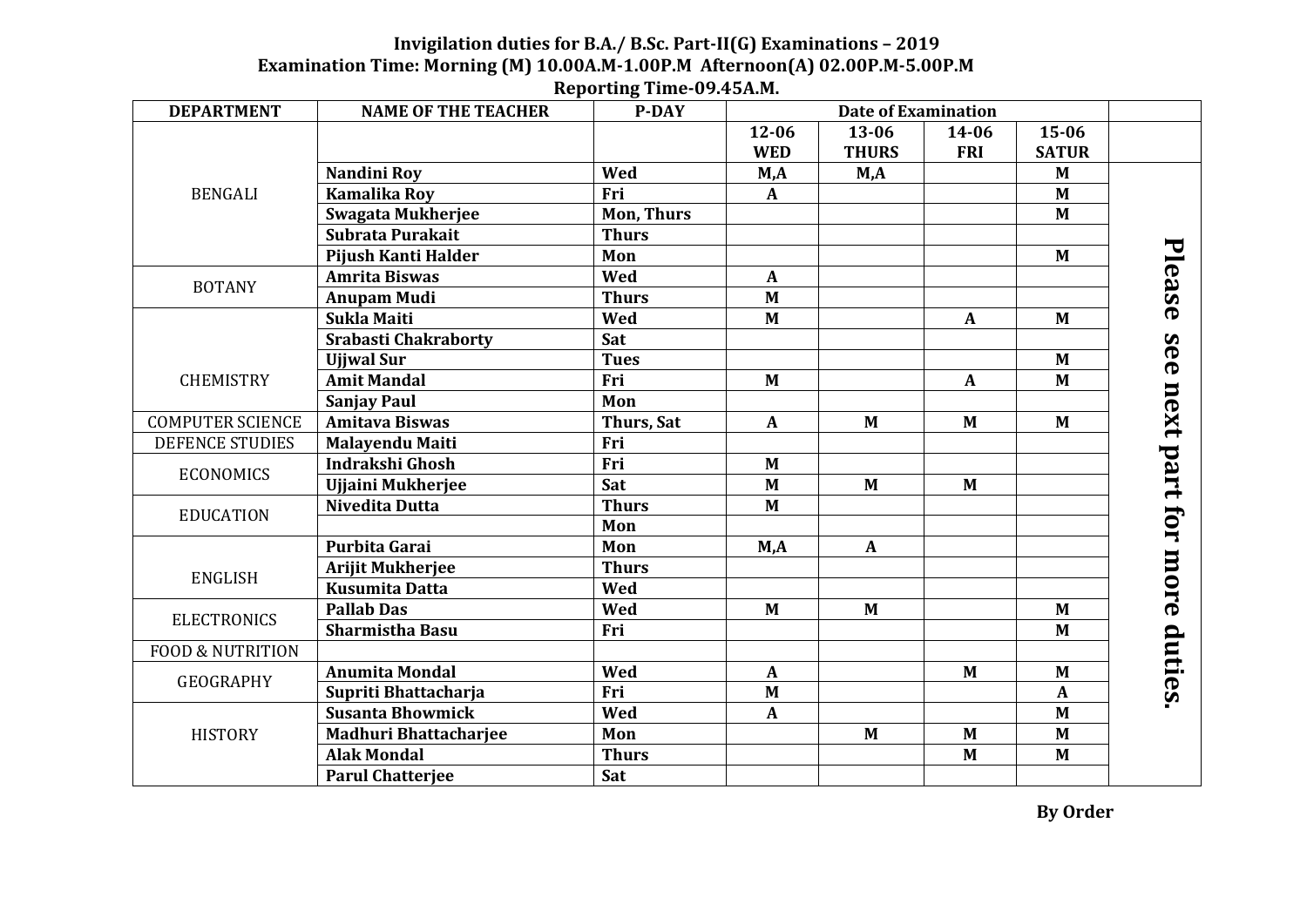**Invigilation duties for B.A./ B.Sc. Part-II(G) Examinations – 2019**

**Examination Time: Morning (M) 10.00A.M-1.00P.M Afternoon(A) 02.00P.M-5.00P.M**

**Reporting Time-09.45A.M.**

| DEPARTMENT | NAME OF THE TEACHER | P-DAY | Date of Examination | | | | |
|---|---|---|---|---|---|---|---|
| | | | 12-06 WED | 13-06 THURS | 14-06 FRI | 15-06 SATUR | |
| BENGALI | Nandini Roy | Wed | M,A | M,A | | M | Please see next part for more duties. |
| | Kamalika Roy | Fri | A | | | M | |
| | Swagata Mukherjee | Mon, Thurs | | | | M | |
| | Subrata Purakait | Thurs | | | | | |
| | Pijush Kanti Halder | Mon | | | | M | |
| BOTANY | Amrita Biswas | Wed | A | | | | |
| | Anupam Mudi | Thurs | M | | | | |
| CHEMISTRY | Sukla Maiti | Wed | M | | A | M | |
| | Srabasti Chakraborty | Sat | | | | | |
| | Ujjwal Sur | Tues | | | | M | |
| | Amit Mandal | Fri | M | | A | M | |
| | Sanjay Paul | Mon | | | | | |
| COMPUTER SCIENCE | Amitava Biswas | Thurs, Sat | A | M | M | M | |
| DEFENCE STUDIES | Malayendu Maiti | Fri | | | | | |
| ECONOMICS | Indrakshi Ghosh | Fri | M | | | | |
| | Ujjaini Mukherjee | Sat | M | M | M | | |
| EDUCATION | Nivedita Dutta | Thurs | M | | | | |
| | | Mon | | | | | |
| ENGLISH | Purbita Garai | Mon | M,A | A | | | |
| | Arijit Mukherjee | Thurs | | | | | |
| | Kusumita Datta | Wed | | | | | |
| ELECTRONICS | Pallab Das | Wed | M | M | | M | |
| | Sharmistha Basu | Fri | | | | M | |
| FOOD & NUTRITION | | | | | | | |
| GEOGRAPHY | Anumita Mondal | Wed | A | | M | M | |
| | Supriti Bhattacharja | Fri | M | | | A | |
| HISTORY | Susanta Bhowmick | Wed | A | | | M | |
| | Madhuri Bhattacharjee | Mon | | M | M | M | |
| | Alak Mondal | Thurs | | | M | M | |
| | Parul Chatterjee | Sat | | | | | |

**By Order**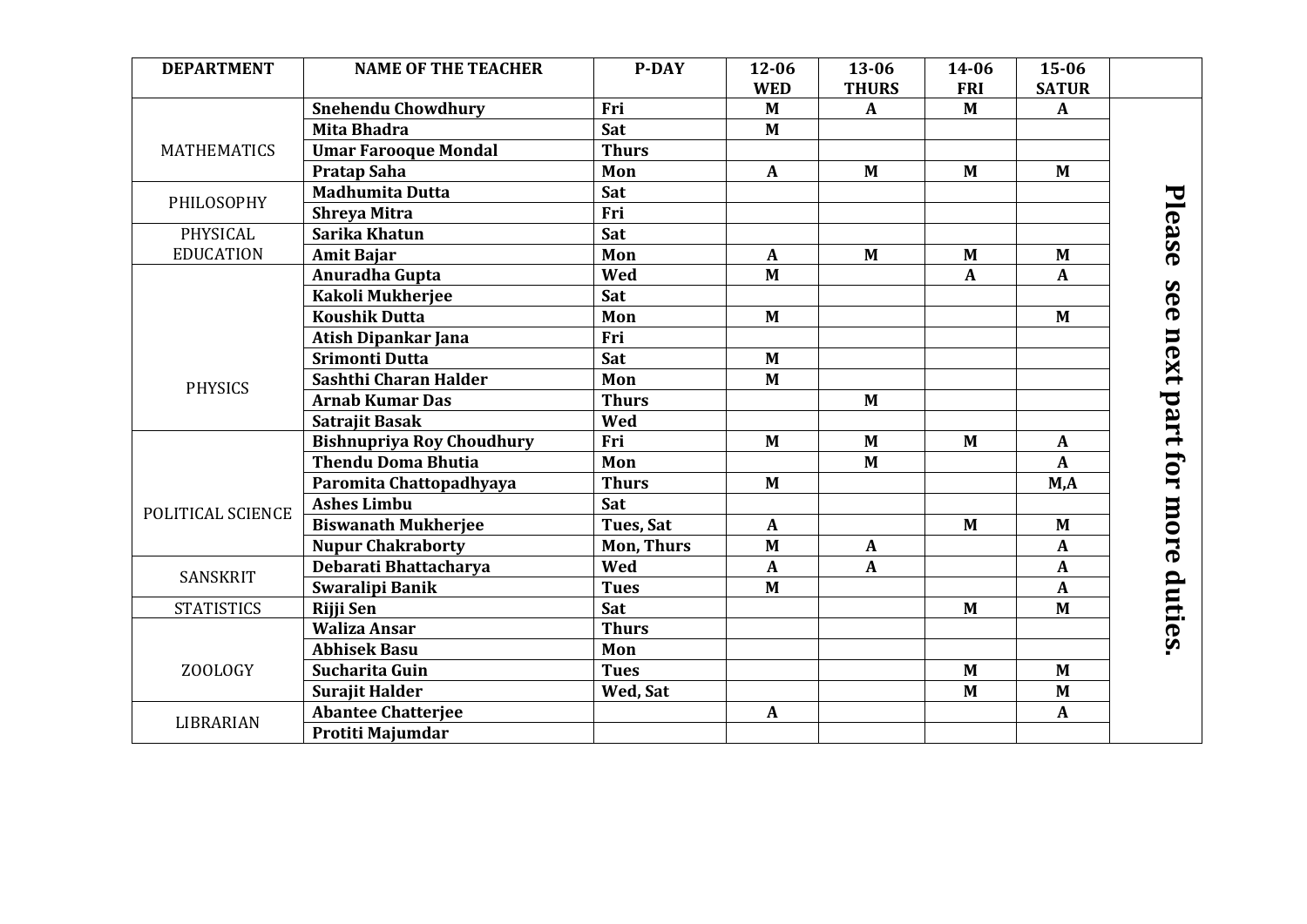| DEPARTMENT | NAME OF THE TEACHER | P-DAY | 12-06 WED | 13-06 THURS | 14-06 FRI | 15-06 SATUR | |
|---|---|---|---|---|---|---|---|
| MATHEMATICS | **Snehendu Chowdhury** | **Fri** | **M** | **A** | **M** | **A** | **Please see next part for more duties.** |
| | **Mita Bhadra** | **Sat** | **M** | | | | |
| | **Umar Farooque Mondal** | **Thurs** | | | | | |
| | **Pratap Saha** | **Mon** | **A** | **M** | **M** | **M** | |
| PHILOSOPHY | **Madhumita Dutta** | **Sat** | | | | | |
| | **Shreya Mitra** | **Fri** | | | | | |
| PHYSICAL EDUCATION | **Sarika Khatun** | **Sat** | | | | | |
| | **Amit Bajar** | **Mon** | **A** | **M** | **M** | **M** | |
| PHYSICS | **Anuradha Gupta** | **Wed** | **M** | | **A** | **A** | |
| | **Kakoli Mukherjee** | **Sat** | | | | | |
| | **Koushik Dutta** | **Mon** | **M** | | | **M** | |
| | **Atish Dipankar Jana** | **Fri** | | | | | |
| | **Srimonti Dutta** | **Sat** | **M** | | | | |
| | **Sashthi Charan Halder** | **Mon** | **M** | | | | |
| | **Arnab Kumar Das** | **Thurs** | | **M** | | | |
| | **Satrajit Basak** | **Wed** | | | | | |
| POLITICAL SCIENCE | **Bishnupriya Roy Choudhury** | **Fri** | **M** | **M** | **M** | **A** | |
| | **Thendu Doma Bhutia** | **Mon** | | **M** | | **A** | |
| | **Paromita Chattopadhyaya** | **Thurs** | **M** | | | **M,A** | |
| | **Ashes Limbu** | **Sat** | | | | | |
| | **Biswanath Mukherjee** | **Tues, Sat** | **A** | | **M** | **M** | |
| | **Nupur Chakraborty** | **Mon, Thurs** | **M** | **A** | | **A** | |
| SANSKRIT | **Debarati Bhattacharya** | **Wed** | **A** | **A** | | **A** | |
| | **Swaralipi Banik** | **Tues** | **M** | | | **A** | |
| STATISTICS | **Rijji Sen** | **Sat** | | | **M** | **M** | |
| ZOOLOGY | **Waliza Ansar** | **Thurs** | | | | | |
| | **Abhisek Basu** | **Mon** | | | | | |
| | **Sucharita Guin** | **Tues** | | | **M** | **M** | |
| | **Surajit Halder** | **Wed, Sat** | | | **M** | **M** | |
| LIBRARIAN | **Abantee Chatterjee** | | **A** | | | **A** | |
| | **Protiti Majumdar** | | | | | | |